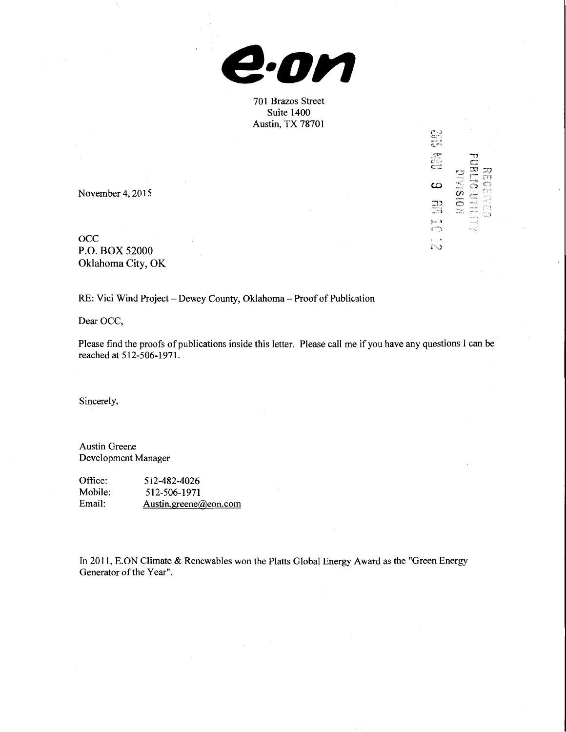**e·on**

701 Brazos Street
Suite 1400
Austin, TX 78701

2015 NOV 9 AM 10 12

RECEIVED
PUBLIC UTILITY
DIVISION

November 4, 2015

OCC
P.O. BOX 52000
Oklahoma City, OK

RE: Vici Wind Project – Dewey County, Oklahoma – Proof of Publication

Dear OCC,

Please find the proofs of publications inside this letter. Please call me if you have any questions I can be reached at 512-506-1971.

Sincerely,

Austin Greene
Development Manager

Office: 512-482-4026
Mobile: 512-506-1971
Email: Austin.greene@eon.com

In 2011, E.ON Climate & Renewables won the Platts Global Energy Award as the "Green Energy Generator of the Year".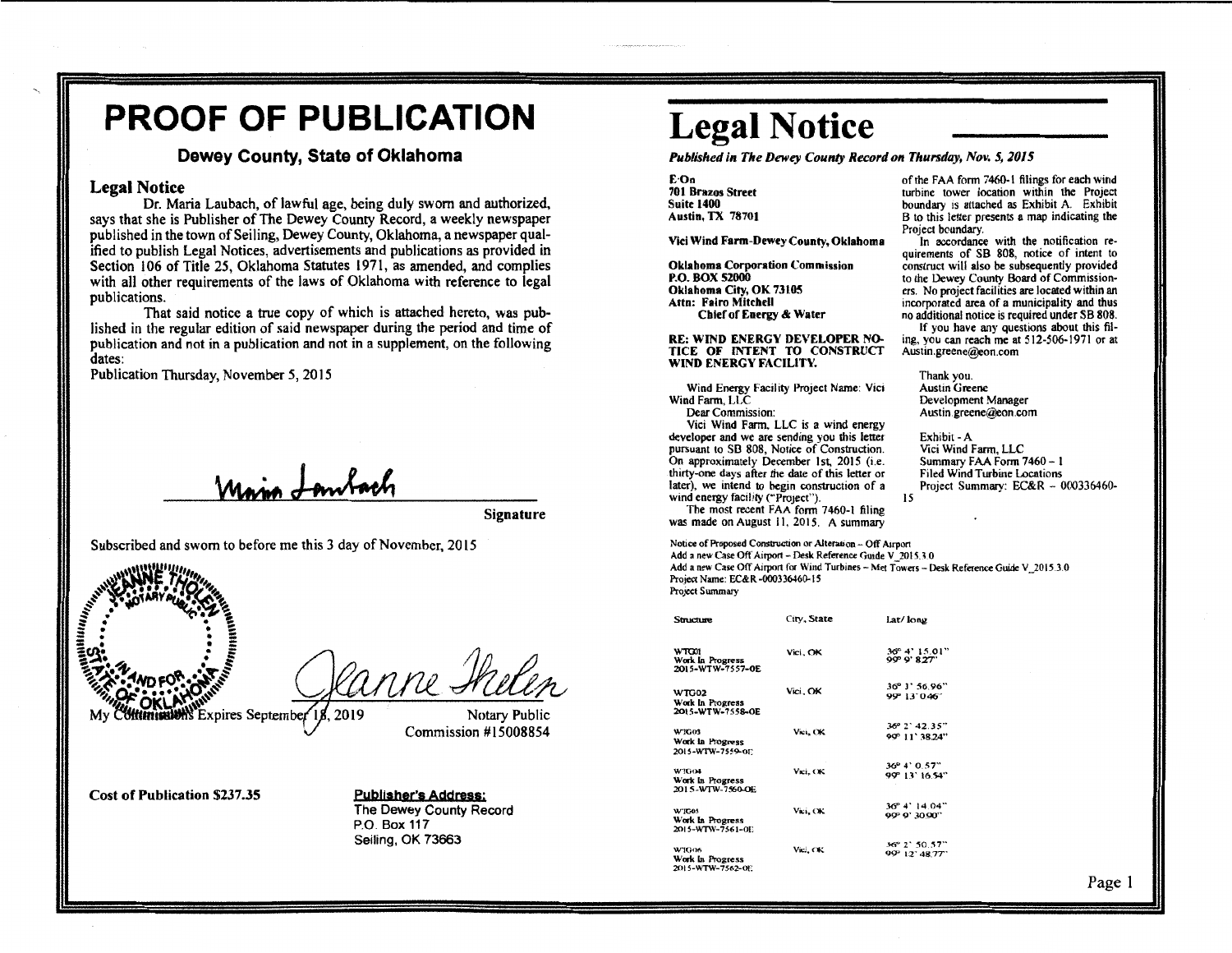# PROOF OF PUBLICATION

## Dewey County, State of Oklahoma

### Legal Notice

Dr. Maria Laubach, of lawful age, being duly sworn and authorized, says that she is Publisher of The Dewey County Record, a weekly newspaper published in the town of Seiling, Dewey County, Oklahoma, a newspaper qualified to publish Legal Notices, advertisements and publications as provided in Section 106 of Title 25, Oklahoma Statutes 1971, as amended, and complies with all other requirements of the laws of Oklahoma with reference to legal publications.

That said notice a true copy of which is attached hereto, was published in the regular edition of said newspaper during the period and time of publication and not in a publication and not in a supplement, on the following dates:

Publication Thursday, November 5, 2015

Maria Laubach

**Signature**

Subscribed and sworn to before me this 3 day of November, 2015

JEANNE THOLEN NOTARY PUBLIC STATE OF OKLAHOMA

Jeanne Tholen

My Commission Expires September 18, 2019

Notary Public
Commission #15008854

**Cost of Publication $237.35**

**Publisher's Address:**
The Dewey County Record
P.O. Box 117
Seiling, OK 73663

# Legal Notice

***Published in The Dewey County Record on Thursday, Nov. 5, 2015***

**E.On**
**701 Brazos Street**
**Suite 1400**
**Austin, TX 78701**

**Vici Wind Farm-Dewey County, Oklahoma**

**Oklahoma Corporation Commission**
**P.O. BOX 52000**
**Oklahoma City, OK 73105**
**Attn: Fairo Mitchell**
**Chief of Energy & Water**

**RE: WIND ENERGY DEVELOPER NOTICE OF INTENT TO CONSTRUCT WIND ENERGY FACILITY.**

Wind Energy Facility Project Name: Vici Wind Farm, LLC

Dear Commission:

Vici Wind Farm, LLC is a wind energy developer and we are sending you this letter pursuant to SB 808, Notice of Construction. On approximately December 1st, 2015 (i.e. thirty-one days after the date of this letter or later), we intend to begin construction of a wind energy facility ("Project").

The most recent FAA form 7460-1 filing was made on August 11, 2015. A summary of the FAA form 7460-1 filings for each wind turbine tower location within the Project boundary is attached as Exhibit A. Exhibit B to this letter presents a map indicating the Project boundary.

In accordance with the notification requirements of SB 808, notice of intent to construct will also be subsequently provided to the Dewey County Board of Commissioners. No project facilities are located within an incorporated area of a municipality and thus no additional notice is required under SB 808.

If you have any questions about this filing, you can reach me at 512-506-1971 or at Austin.greene@eon.com

Thank you.
Austin Greene
Development Manager
Austin.greene@eon.com

Exhibit - A
Vici Wind Farm, LLC
Summary FAA Form 7460 - 1
Filed Wind Turbine Locations
Project Summary: EC&R – 000336460-15

Notice of Proposed Construction or Alteration – Off Airport
Add a new Case Off Airport – Desk Reference Guide V_2015.3.0
Add a new Case Off Airport for Wind Turbines – Met Towers – Desk Reference Guide V_2015.3.0
Project Name: EC&R -000336460-15
Project Summary

| Structure | City, State | Lat/ long |
|---|---|---|
| WTG01 Work In Progress 2015-WTW-7557-OE | Vici, OK | 36° 4' 15.01" 99° 9' 8.27" |
| WTG02 Work In Progress 2015-WTW-7558-OE | Vici, OK | 36° 1' 56.96" 99° 13' 0.46" |
| WTG03 Work In Progress 2015-WTW-7559-OE | Vici, OK | 36° 2' 42.35" 99° 11' 38.24" |
| WTG04 Work In Progress 2015-WTW-7560-OE | Vici, OK | 36° 4' 0.57" 99° 13' 16.54" |
| WTG05 Work In Progress 2015-WTW-7561-OE | Vici, OK | 36° 4' 14.04" 99° 9' 30.90" |
| WTG06 Work In Progress 2015-WTW-7562-OE | Vici, OK | 36° 2' 50.57" 99° 12' 48.77" |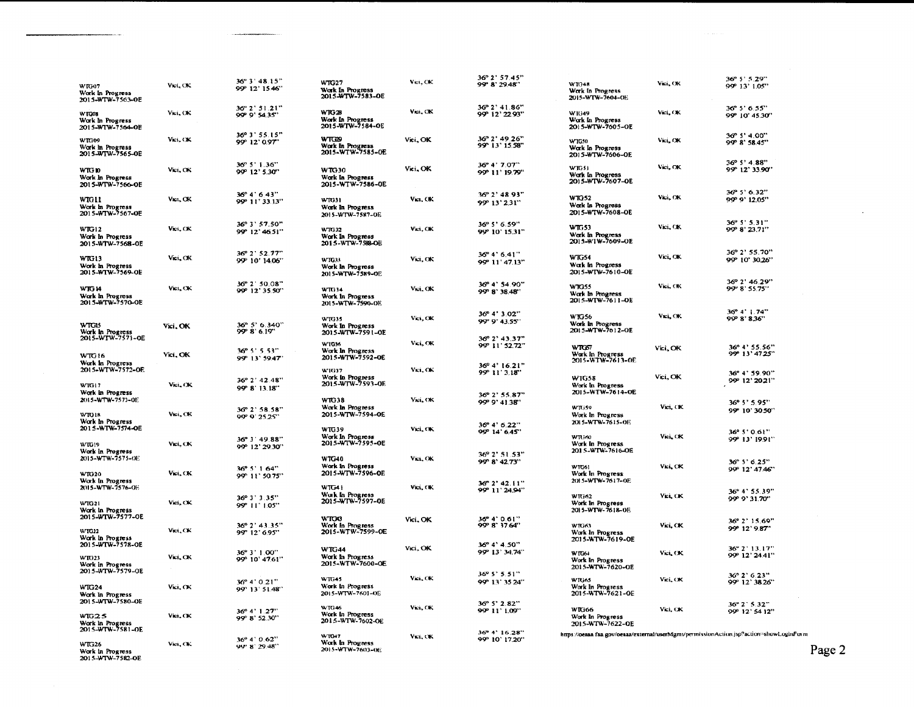| Structure | Location | Coordinates |
|---|---|---|
| WTG07 Work In Progress 2015-WTW-7563-OE | Vici, OK | 36° 3' 48.15" 99° 12' 15.46" |
| WTG08 Work In Progress 2015-WTW-7564-OE | Vici, OK | 36° 2' 51.21" 99° 9' 54.35" |
| WTG09 Work In Progress 2015-WTW-7565-OE | Vici, OK | 36° 3' 55.15" 99° 12' 0.97" |
| WTG10 Work In Progress 2015-WTW-7566-OE | Vici, OK | 36° 5' 1.36" 99° 12' 5.30" |
| WTG11 Work In Progress 2015-WTW-7567-OE | Vici, OK | 36° 4' 6.43" 99° 11' 33.13" |
| WTG12 Work In Progress 2015-WTW-7568-OE | Vici, OK | 36° 3' 57.50" 99° 12' 46.51" |
| WTG13 Work In Progress 2015-WTW-7569-OE | Vici, OK | 36° 2' 52.77" 99° 10' 14.06" |
| WTG14 Work In Progress 2015-WTW-7570-OE | Vici, OK | 36° 2' 50.08" 99° 12' 35.50" |
| WTG15 Work In Progress 2015-WTW-7571-OE | Vici, OK | 36° 5' 6.340" 99° 8' 6.19" |
| WTG16 Work In Progress 2015-WTW-7572-OE | Vici, OK | 36° 5' 5.53" 99° 13' 59.47" |
| WTG17 Work In Progress 2015-WTW-7573-OE | Vici, OK | 36° 2' 42.48" 99° 8' 13.18" |
| WTG18 Work In Progress 2015-WTW-7574-OE | Vici, OK | 36° 2' 58.58" 99° 9' 25.25" |
| WTG19 Work In Progress 2015-WTW-7575-OE | Vici, OK | 36° 3' 49.88" 99° 12' 29.30" |
| WTG20 Work In Progress 2015-WTW-7576-OE | Vici, OK | 36° 5' 1.64" 99° 11' 50.75" |
| WTG21 Work In Progress 2015-WTW-7577-OE | Vici, OK | 36° 3' 3.35" 99° 11' 1.05" |
| WTG22 Work In Progress 2015-WTW-7578-OE | Vici, OK | 36° 2' 43.35" 99° 12' 6.95" |
| WTG23 Work In Progress 2015-WTW-7579-OE | Vici, OK | 36° 3' 1.00" 99° 10' 47.61" |
| WTG24 Work In Progress 2015-WTW-7580-OE | Vici, OK | 36° 4' 0.21" 99° 13' 51.48" |
| WTG25 Work In Progress 2015-WTW-7581-OE | Vici, OK | 36° 4' 1.27" 99° 8' 52.30" |
| WTG26 Work In Progress 2015-WTW-7582-OE | Vici, OK | 36° 4' 0.62" 99° 8' 29.48" |
| WTG27 Work In Progress 2015-WTW-7583-OE | Vici, OK | 36° 2' 57.45" 99° 8' 29.48" |
| WTG28 Work In Progress 2015-WTW-7584-OE | Vici, OK | 36° 2' 41.86" 99° 12' 22.93" |
| WTG29 Work In Progress 2015-WTW-7585-OE | Vici, OK | 36° 2' 49.26" 99° 13' 15.58" |
| WTG30 Work In Progress 2015-WTW-7586-OE | Vici, OK | 36° 4' 7.07" 99° 11' 19.79" |
| WTG31 Work In Progress 2015-WTW-7587-OE | Vici, OK | 36° 2' 48.93" 99° 13' 2.31" |
| WTG32 Work In Progress 2015-WTW-7588-OE | Vici, OK | 36° 5' 6.59" 99° 10' 15.31" |
| WTG33 Work In Progress 2015-WTW-7589-OE | Vici, OK | 36° 4' 6.41" 99° 11' 47.13" |
| WTG34 Work In Progress 2015-WTW-7590-OE | Vici, OK | 36° 4' 54.90" 99° 8' 38.48" |
| WTG35 Work In Progress 2015-WTW-7591-OE | Vici, OK | 36° 4' 3.02" 99° 9' 43.55" |
| WTG36 Work In Progress 2015-WTW-7592-OE | Vici, OK | 36° 2' 43.37" 99° 11' 52.72" |
| WTG37 Work In Progress 2015-WTW-7593-OE | Vici, OK | 36° 4' 16.21" 99° 11' 3.18" |
| WTG38 Work In Progress 2015-WTW-7594-OE | Vici, OK | 36° 2' 55.87" 99° 9' 41.38" |
| WTG39 Work In Progress 2015-WTW-7595-OE | Vici, OK | 36° 4' 6.22" 99° 14' 6.45" |
| WTG40 Work In Progress 2015-WTW-7596-OE | Vici, OK | 36° 2' 51.53" 99° 8' 42.73" |
| WTG41 Work In Progress 2015-WTW-7597-OE | Vici, OK | 36° 2' 42.11" 99° 11' 24.94" |
| WTG43 Work In Progress 2015-WTW-7599-OE | Vici, OK | 36° 4' 0.61" 99° 8' 37.64" |
| WTG44 Work In Progress 2015-WTW-7600-OE | Vici, OK | 36° 4' 4.50" 99° 13' 34.74" |
| WTG45 Work In Progress 2015-WTW-7601-OE | Vici, OK | 36° 5' 5.51" 99° 13' 35.24" |
| WTG46 Work In Progress 2015-WTW-7602-OE | Vici, OK | 36° 5' 2.82" 99° 11' 1.09" |
| WTG47 Work In Progress 2015-WTW-7603-OE | Vici, OK | 36° 4' 16.28" 99° 10' 17.20" |
| WTG48 Work In Progress 2015-WTW-7604-OE | Vici, OK | 36° 5' 5.29" 99° 13' 1.05" |
| WTG49 Work In Progress 2015-WTW-7605-OE | Vici, OK | 36° 5' 6.55" 99° 10' 45.30" |
| WTG50 Work In Progress 2015-WTW-7606-OE | Vici, OK | 36° 5' 4.00" 99° 8' 58.45" |
| WTG51 Work In Progress 2015-WTW-7607-OE | Vici, OK | 36° 5' 4.88" 99° 12' 33.90" |
| WTG52 Work In Progress 2015-WTW-7608-OE | Vici, OK | 36° 5' 6.32" 99° 9' 12.05" |
| WTG53 Work In Progress 2015-WTW-7609-OE | Vici, OK | 36° 5' 5.31" 99° 8' 23.71" |
| WTG54 Work In Progress 2015-WTW-7610-OE | Vici, OK | 36° 2' 55.70" 99° 10' 30.26" |
| WTG55 Work In Progress 2015-WTW-7611-OE | Vici, OK | 36° 2' 46.29" 99° 8' 55.75" |
| WTG56 Work In Progress 2015-WTW-7612-OE | Vici, OK | 36° 4' 1.74" 99° 8' 8.36" |
| WTG57 Work In Progress 2015-WTW-7613-OE | Vici, OK | 36° 4' 55.56" 99° 13' 47.25" |
| WTG58 Work In Progress 2015-WTW-7614-OE | Vici, OK | 36° 4' 59.90" 99° 12' 20.21" |
| WTG59 Work In Progress 2015-WTW-7615-OE | Vici, OK | 36° 5' 5.95" 99° 10' 30.50" |
| WTG60 Work In Progress 2015-WTW-7616-OE | Vici, OK | 36° 5' 0.61" 99° 13' 19.91" |
| WTG61 Work In Progress 2015-WTW-7617-OE | Vici, OK | 36° 5' 6.25" 99° 12' 47.46" |
| WTG62 Work In Progress 2015-WTW-7618-OE | Vici, OK | 36° 4' 55.39" 99° 9' 31.70" |
| WTG63 Work In Progress 2015-WTW-7619-OE | Vici, OK | 36° 2' 15.69" 99° 12' 9.87" |
| WTG64 Work In Progress 2015-WTW-7620-OE | Vici, OK | 36° 2' 13.17" 99° 12' 24.41" |
| WTG65 Work In Progress 2015-WTW-7621-OE | Vici, OK | 36° 2' 6.23" 99° 12' 38.26" |
| WTG66 Work In Progress 2015-WTW-7622-OE | Vici, OK | 36° 2' 5.32" 99° 12' 54.12" |

https://oeaaa.faa.gov/oeaaa/external/userMgmt/permissionAction.jsp?action=showLoginForm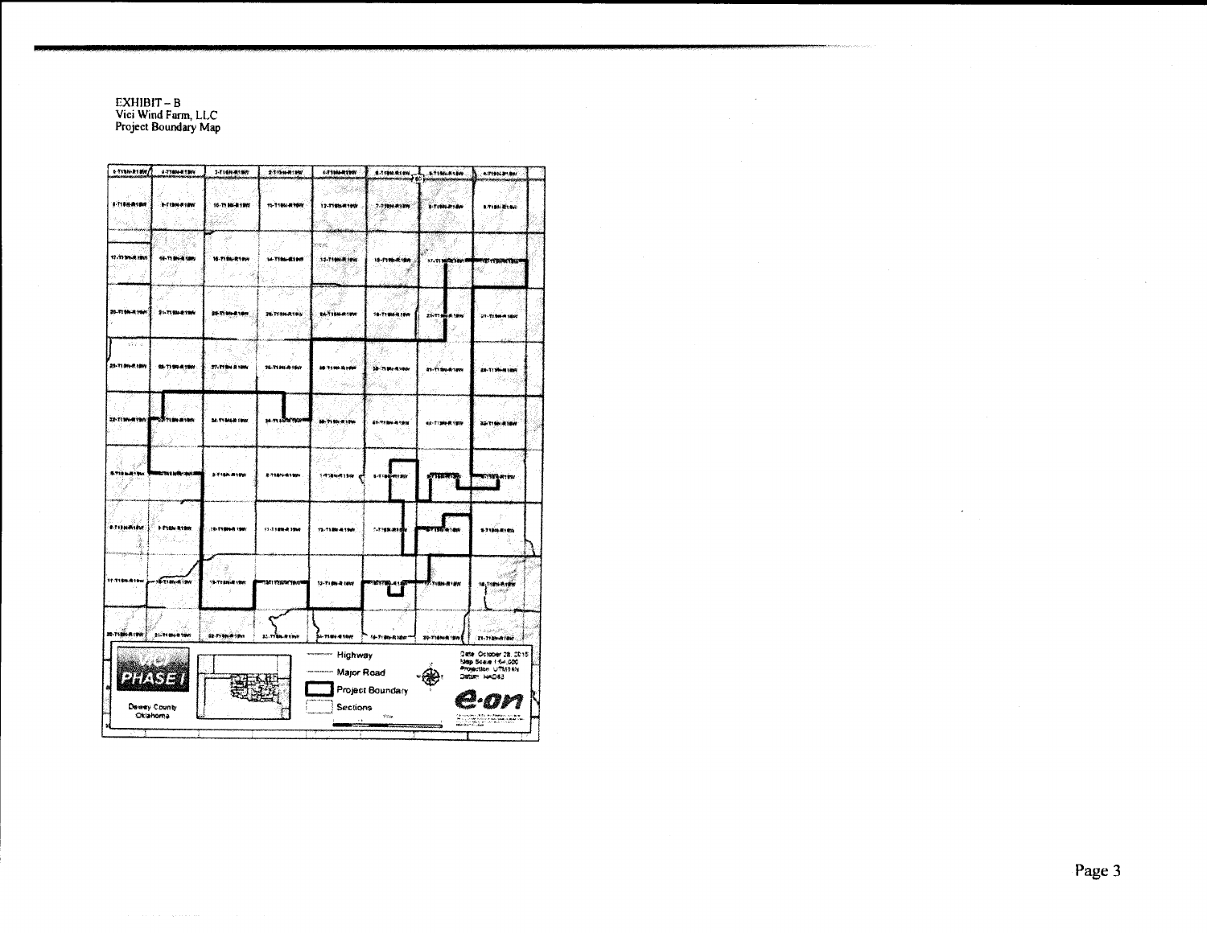EXHIBIT – B
Vici Wind Farm, LLC
Project Boundary Map

VICI PHASE I

Dewey County
Oklahoma

Highway
Major Road
Project Boundary
Sections

Date: October 28, 2015
Map Scale 1:54,000
Projection: UTM14N
Datum: NAD83

e·on